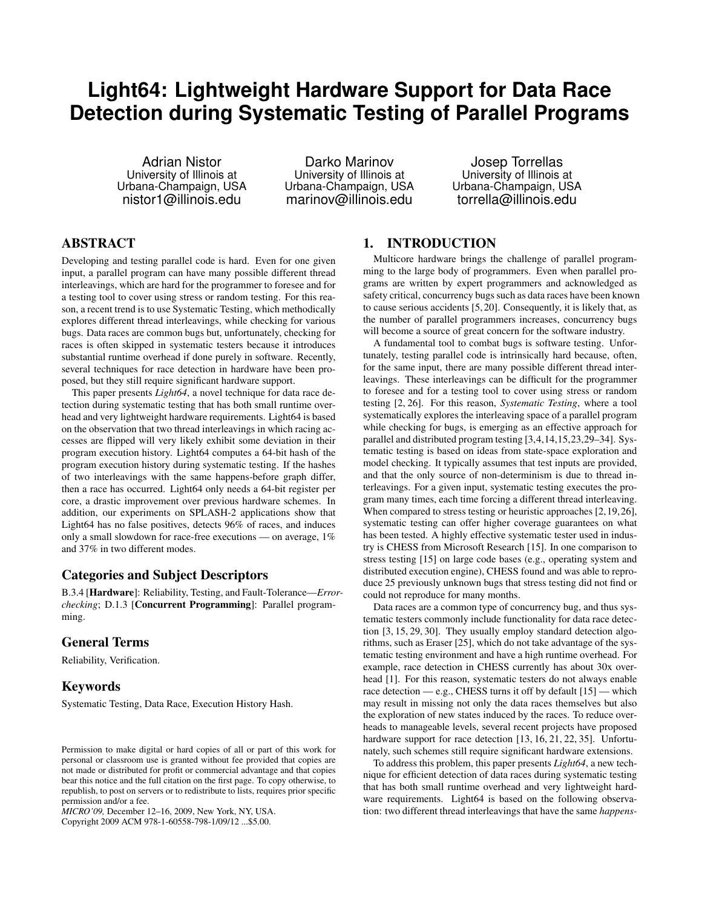# Light64: Lightweight Hardware Support for Data Race Detection during Systematic Testing of Parallel Programs

Adrian Nistor
University of Illinois at Urbana-Champaign, USA
nistor1@illinois.edu

Darko Marinov
University of Illinois at Urbana-Champaign, USA
marinov@illinois.edu

Josep Torrellas
University of Illinois at Urbana-Champaign, USA
torrella@illinois.edu

## ABSTRACT

Developing and testing parallel code is hard. Even for one given input, a parallel program can have many possible different thread interleavings, which are hard for the programmer to foresee and for a testing tool to cover using stress or random testing. For this reason, a recent trend is to use Systematic Testing, which methodically explores different thread interleavings, while checking for various bugs. Data races are common bugs but, unfortunately, checking for races is often skipped in systematic testers because it introduces substantial runtime overhead if done purely in software. Recently, several techniques for race detection in hardware have been proposed, but they still require significant hardware support.

This paper presents *Light64*, a novel technique for data race detection during systematic testing that has both small runtime overhead and very lightweight hardware requirements. Light64 is based on the observation that two thread interleavings in which racing accesses are flipped will very likely exhibit some deviation in their program execution history. Light64 computes a 64-bit hash of the program execution history during systematic testing. If the hashes of two interleavings with the same happens-before graph differ, then a race has occurred. Light64 only needs a 64-bit register per core, a drastic improvement over previous hardware schemes. In addition, our experiments on SPLASH-2 applications show that Light64 has no false positives, detects 96% of races, and induces only a small slowdown for race-free executions — on average, 1% and 37% in two different modes.

### Categories and Subject Descriptors

B.3.4 [**Hardware**]: Reliability, Testing, and Fault-Tolerance—*Error-checking*; D.1.3 [**Concurrent Programming**]: Parallel programming.

### General Terms

Reliability, Verification.

### Keywords

Systematic Testing, Data Race, Execution History Hash.

Permission to make digital or hard copies of all or part of this work for personal or classroom use is granted without fee provided that copies are not made or distributed for profit or commercial advantage and that copies bear this notice and the full citation on the first page. To copy otherwise, to republish, to post on servers or to redistribute to lists, requires prior specific permission and/or a fee.
*MICRO'09,* December 12–16, 2009, New York, NY, USA.
Copyright 2009 ACM 978-1-60558-798-1/09/12 ...$5.00.

## 1. INTRODUCTION

Multicore hardware brings the challenge of parallel programming to the large body of programmers. Even when parallel programs are written by expert programmers and acknowledged as safety critical, concurrency bugs such as data races have been known to cause serious accidents [5, 20]. Consequently, it is likely that, as the number of parallel programmers increases, concurrency bugs will become a source of great concern for the software industry.

A fundamental tool to combat bugs is software testing. Unfortunately, testing parallel code is intrinsically hard because, often, for the same input, there are many possible different thread interleavings. These interleavings can be difficult for the programmer to foresee and for a testing tool to cover using stress or random testing [2, 26]. For this reason, *Systematic Testing*, where a tool systematically explores the interleaving space of a parallel program while checking for bugs, is emerging as an effective approach for parallel and distributed program testing [3,4,14,15,23,29–34]. Systematic testing is based on ideas from state-space exploration and model checking. It typically assumes that test inputs are provided, and that the only source of non-determinism is due to thread interleavings. For a given input, systematic testing executes the program many times, each time forcing a different thread interleaving. When compared to stress testing or heuristic approaches [2,19,26], systematic testing can offer higher coverage guarantees on what has been tested. A highly effective systematic tester used in industry is CHESS from Microsoft Research [15]. In one comparison to stress testing [15] on large code bases (e.g., operating system and distributed execution engine), CHESS found and was able to reproduce 25 previously unknown bugs that stress testing did not find or could not reproduce for many months.

Data races are a common type of concurrency bug, and thus systematic testers commonly include functionality for data race detection [3, 15, 29, 30]. They usually employ standard detection algorithms, such as Eraser [25], which do not take advantage of the systematic testing environment and have a high runtime overhead. For example, race detection in CHESS currently has about 30x overhead [1]. For this reason, systematic testers do not always enable race detection — e.g., CHESS turns it off by default [15] — which may result in missing not only the data races themselves but also the exploration of new states induced by the races. To reduce overheads to manageable levels, several recent projects have proposed hardware support for race detection [13, 16, 21, 22, 35]. Unfortunately, such schemes still require significant hardware extensions.

To address this problem, this paper presents *Light64*, a new technique for efficient detection of data races during systematic testing that has both small runtime overhead and very lightweight hardware requirements. Light64 is based on the following observation: two different thread interleavings that have the same *happens-*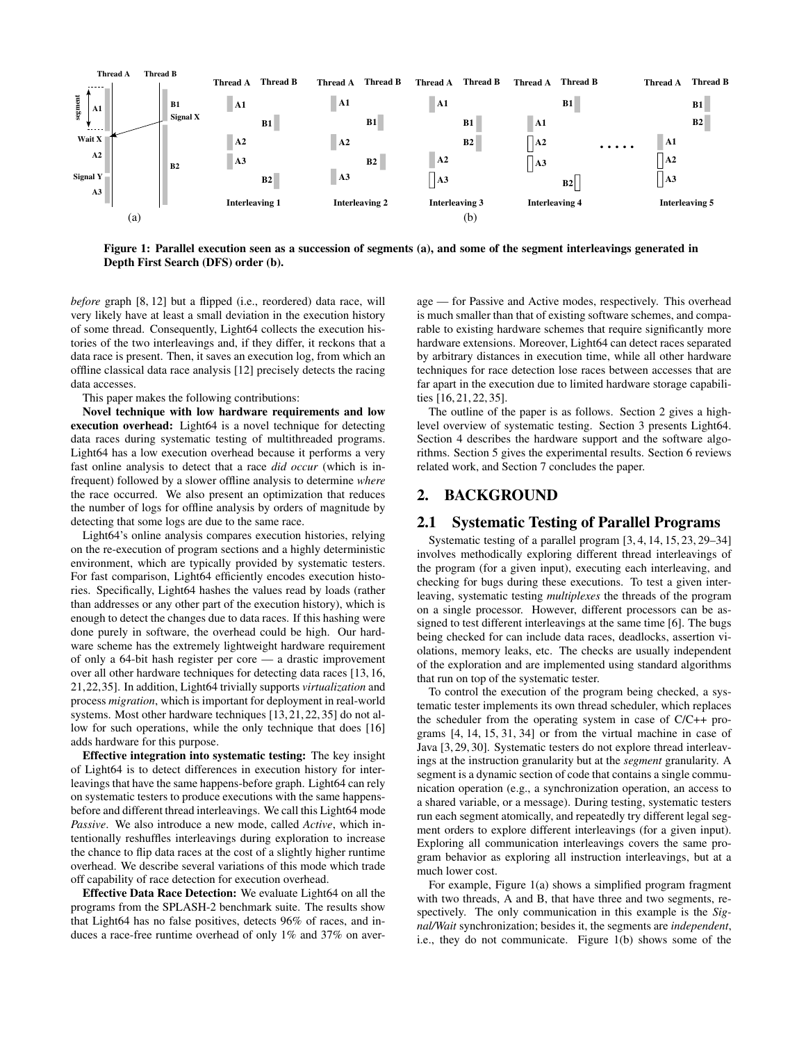Figure 1: Parallel execution seen as a succession of segments (a), and some of the segment interleavings generated in Depth First Search (DFS) order (b).

*before* graph [8, 12] but a flipped (i.e., reordered) data race, will very likely have at least a small deviation in the execution history of some thread. Consequently, Light64 collects the execution histories of the two interleavings and, if they differ, it reckons that a data race is present. Then, it saves an execution log, from which an offline classical data race analysis [12] precisely detects the racing data accesses.

This paper makes the following contributions:

**Novel technique with low hardware requirements and low execution overhead:** Light64 is a novel technique for detecting data races during systematic testing of multithreaded programs. Light64 has a low execution overhead because it performs a very fast online analysis to detect that a race *did occur* (which is infrequent) followed by a slower offline analysis to determine *where* the race occurred. We also present an optimization that reduces the number of logs for offline analysis by orders of magnitude by detecting that some logs are due to the same race.

Light64's online analysis compares execution histories, relying on the re-execution of program sections and a highly deterministic environment, which are typically provided by systematic testers. For fast comparison, Light64 efficiently encodes execution histories. Specifically, Light64 hashes the values read by loads (rather than addresses or any other part of the execution history), which is enough to detect the changes due to data races. If this hashing were done purely in software, the overhead could be high. Our hardware scheme has the extremely lightweight hardware requirement of only a 64-bit hash register per core — a drastic improvement over all other hardware techniques for detecting data races [13, 16, 21, 22, 35]. In addition, Light64 trivially supports *virtualization* and process *migration*, which is important for deployment in real-world systems. Most other hardware techniques [13, 21, 22, 35] do not allow for such operations, while the only technique that does [16] adds hardware for this purpose.

**Effective integration into systematic testing:** The key insight of Light64 is to detect differences in execution history for interleavings that have the same happens-before graph. Light64 can rely on systematic testers to produce executions with the same happens-before and different thread interleavings. We call this Light64 mode *Passive*. We also introduce a new mode, called *Active*, which intentionally reshuffles interleavings during exploration to increase the chance to flip data races at the cost of a slightly higher runtime overhead. We describe several variations of this mode which trade off capability of race detection for execution overhead.

**Effective Data Race Detection:** We evaluate Light64 on all the programs from the SPLASH-2 benchmark suite. The results show that Light64 has no false positives, detects 96% of races, and induces a race-free runtime overhead of only 1% and 37% on average — for Passive and Active modes, respectively. This overhead is much smaller than that of existing software schemes, and comparable to existing hardware schemes that require significantly more hardware extensions. Moreover, Light64 can detect races separated by arbitrary distances in execution time, while all other hardware techniques for race detection lose races between accesses that are far apart in the execution due to limited hardware storage capabilities [16, 21, 22, 35].

The outline of the paper is as follows. Section 2 gives a high-level overview of systematic testing. Section 3 presents Light64. Section 4 describes the hardware support and the software algorithms. Section 5 gives the experimental results. Section 6 reviews related work, and Section 7 concludes the paper.

## 2. BACKGROUND

### 2.1 Systematic Testing of Parallel Programs

Systematic testing of a parallel program [3, 4, 14, 15, 23, 29–34] involves methodically exploring different thread interleavings of the program (for a given input), executing each interleaving, and checking for bugs during these executions. To test a given interleaving, systematic testing *multiplexes* the threads of the program on a single processor. However, different processors can be assigned to test different interleavings at the same time [6]. The bugs being checked for can include data races, deadlocks, assertion violations, memory leaks, etc. The checks are usually independent of the exploration and are implemented using standard algorithms that run on top of the systematic tester.

To control the execution of the program being checked, a systematic tester implements its own thread scheduler, which replaces the scheduler from the operating system in case of C/C++ programs [4, 14, 15, 31, 34] or from the virtual machine in case of Java [3, 29, 30]. Systematic testers do not explore thread interleavings at the instruction granularity but at the *segment* granularity. A segment is a dynamic section of code that contains a single communication operation (e.g., a synchronization operation, an access to a shared variable, or a message). During testing, systematic testers run each segment atomically, and repeatedly try different legal segment orders to explore different interleavings (for a given input). Exploring all communication interleavings covers the same program behavior as exploring all instruction interleavings, but at a much lower cost.

For example, Figure 1(a) shows a simplified program fragment with two threads, A and B, that have three and two segments, respectively. The only communication in this example is the *Signal/Wait* synchronization; besides it, the segments are *independent*, i.e., they do not communicate. Figure 1(b) shows some of the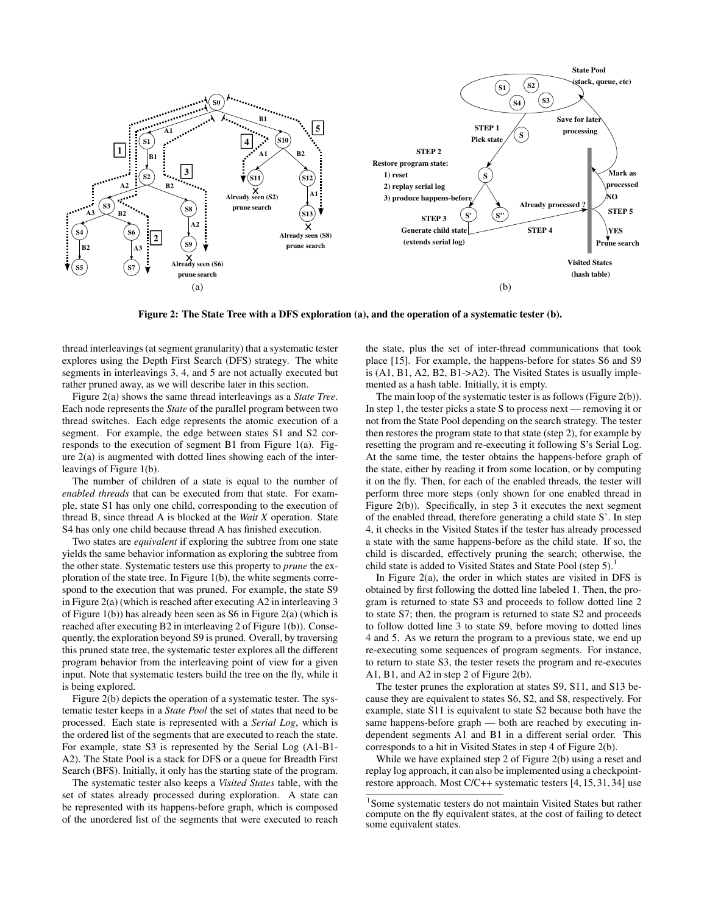Figure 2: The State Tree with a DFS exploration (a), and the operation of a systematic tester (b).

thread interleavings (at segment granularity) that a systematic tester explores using the Depth First Search (DFS) strategy. The white segments in interleavings 3, 4, and 5 are not actually executed but rather pruned away, as we will describe later in this section.

Figure 2(a) shows the same thread interleavings as a *State Tree*. Each node represents the *State* of the parallel program between two thread switches. Each edge represents the atomic execution of a segment. For example, the edge between states S1 and S2 corresponds to the execution of segment B1 from Figure 1(a). Figure 2(a) is augmented with dotted lines showing each of the interleavings of Figure 1(b).

The number of children of a state is equal to the number of *enabled threads* that can be executed from that state. For example, state S1 has only one child, corresponding to the execution of thread B, since thread A is blocked at the *Wait X* operation. State S4 has only one child because thread A has finished execution.

Two states are *equivalent* if exploring the subtree from one state yields the same behavior information as exploring the subtree from the other state. Systematic testers use this property to *prune* the exploration of the state tree. In Figure 1(b), the white segments correspond to the execution that was pruned. For example, the state S9 in Figure 2(a) (which is reached after executing A2 in interleaving 3 of Figure 1(b)) has already been seen as S6 in Figure 2(a) (which is reached after executing B2 in interleaving 2 of Figure 1(b)). Consequently, the exploration beyond S9 is pruned. Overall, by traversing this pruned state tree, the systematic tester explores all the different program behavior from the interleaving point of view for a given input. Note that systematic testers build the tree on the fly, while it is being explored.

Figure 2(b) depicts the operation of a systematic tester. The systematic tester keeps in a *State Pool* the set of states that need to be processed. Each state is represented with a *Serial Log*, which is the ordered list of the segments that are executed to reach the state. For example, state S3 is represented by the Serial Log (A1-B1-A2). The State Pool is a stack for DFS or a queue for Breadth First Search (BFS). Initially, it only has the starting state of the program.

The systematic tester also keeps a *Visited States* table, with the set of states already processed during exploration. A state can be represented with its happens-before graph, which is composed of the unordered list of the segments that were executed to reach the state, plus the set of inter-thread communications that took place [15]. For example, the happens-before for states S6 and S9 is (A1, B1, A2, B2, B1->A2). The Visited States is usually implemented as a hash table. Initially, it is empty.

The main loop of the systematic tester is as follows (Figure 2(b)). In step 1, the tester picks a state S to process next — removing it or not from the State Pool depending on the search strategy. The tester then restores the program state to that state (step 2), for example by resetting the program and re-executing it following S's Serial Log. At the same time, the tester obtains the happens-before graph of the state, either by reading it from some location, or by computing it on the fly. Then, for each of the enabled threads, the tester will perform three more steps (only shown for one enabled thread in Figure 2(b)). Specifically, in step 3 it executes the next segment of the enabled thread, therefore generating a child state S'. In step 4, it checks in the Visited States if the tester has already processed a state with the same happens-before as the child state. If so, the child is discarded, effectively pruning the search; otherwise, the child state is added to Visited States and State Pool (step 5).[1]

In Figure 2(a), the order in which states are visited in DFS is obtained by first following the dotted line labeled 1. Then, the program is returned to state S3 and proceeds to follow dotted line 2 to state S7; then, the program is returned to state S2 and proceeds to follow dotted line 3 to state S9, before moving to dotted lines 4 and 5. As we return the program to a previous state, we end up re-executing some sequences of program segments. For instance, to return to state S3, the tester resets the program and re-executes A1, B1, and A2 in step 2 of Figure 2(b).

The tester prunes the exploration at states S9, S11, and S13 because they are equivalent to states S6, S2, and S8, respectively. For example, state S11 is equivalent to state S2 because both have the same happens-before graph — both are reached by executing independent segments A1 and B1 in a different serial order. This corresponds to a hit in Visited States in step 4 of Figure 2(b).

While we have explained step 2 of Figure 2(b) using a reset and replay log approach, it can also be implemented using a checkpoint-restore approach. Most C/C++ systematic testers [4, 15, 31, 34] use

[1]Some systematic testers do not maintain Visited States but rather compute on the fly equivalent states, at the cost of failing to detect some equivalent states.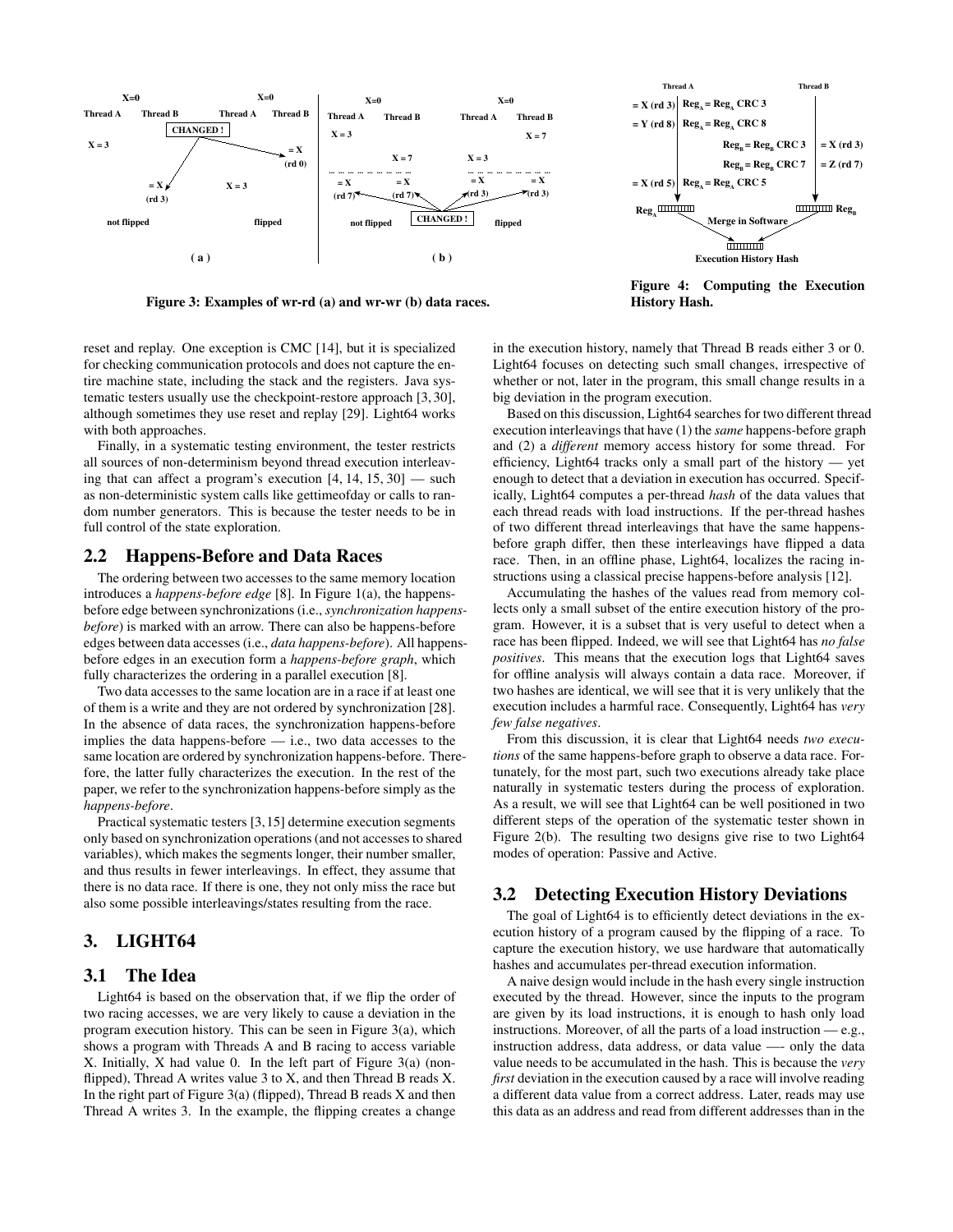Figure 3: Examples of wr-rd (a) and wr-wr (b) data races.

Figure 4: Computing the Execution History Hash.

reset and replay. One exception is CMC [14], but it is specialized for checking communication protocols and does not capture the entire machine state, including the stack and the registers. Java systematic testers usually use the checkpoint-restore approach [3, 30], although sometimes they use reset and replay [29]. Light64 works with both approaches.

Finally, in a systematic testing environment, the tester restricts all sources of non-determinism beyond thread execution interleaving that can affect a program's execution [4, 14, 15, 30] — such as non-deterministic system calls like gettimeofday or calls to random number generators. This is because the tester needs to be in full control of the state exploration.

## 2.2 Happens-Before and Data Races

The ordering between two accesses to the same memory location introduces a *happens-before edge* [8]. In Figure 1(a), the happens-before edge between synchronizations (i.e., *synchronization happens-before*) is marked with an arrow. There can also be happens-before edges between data accesses (i.e., *data happens-before*). All happens-before edges in an execution form a *happens-before graph*, which fully characterizes the ordering in a parallel execution [8].

Two data accesses to the same location are in a race if at least one of them is a write and they are not ordered by synchronization [28]. In the absence of data races, the synchronization happens-before implies the data happens-before — i.e., two data accesses to the same location are ordered by synchronization happens-before. Therefore, the latter fully characterizes the execution. In the rest of the paper, we refer to the synchronization happens-before simply as the *happens-before*.

Practical systematic testers [3, 15] determine execution segments only based on synchronization operations (and not accesses to shared variables), which makes the segments longer, their number smaller, and thus results in fewer interleavings. In effect, they assume that there is no data race. If there is one, they not only miss the race but also some possible interleavings/states resulting from the race.

# 3. LIGHT64

## 3.1 The Idea

Light64 is based on the observation that, if we flip the order of two racing accesses, we are very likely to cause a deviation in the program execution history. This can be seen in Figure 3(a), which shows a program with Threads A and B racing to access variable X. Initially, X had value 0. In the left part of Figure 3(a) (non-flipped), Thread A writes value 3 to X, and then Thread B reads X. In the right part of Figure 3(a) (flipped), Thread B reads X and then Thread A writes 3. In the example, the flipping creates a change in the execution history, namely that Thread B reads either 3 or 0. Light64 focuses on detecting such small changes, irrespective of whether or not, later in the program, this small change results in a big deviation in the program execution.

Based on this discussion, Light64 searches for two different thread execution interleavings that have (1) the *same* happens-before graph and (2) a *different* memory access history for some thread. For efficiency, Light64 tracks only a small part of the history — yet enough to detect that a deviation in execution has occurred. Specifically, Light64 computes a per-thread *hash* of the data values that each thread reads with load instructions. If the per-thread hashes of two different thread interleavings that have the same happens-before graph differ, then these interleavings have flipped a data race. Then, in an offline phase, Light64, localizes the racing instructions using a classical precise happens-before analysis [12].

Accumulating the hashes of the values read from memory collects only a small subset of the entire execution history of the program. However, it is a subset that is very useful to detect when a race has been flipped. Indeed, we will see that Light64 has *no false positives*. This means that the execution logs that Light64 saves for offline analysis will always contain a data race. Moreover, if two hashes are identical, we will see that it is very unlikely that the execution includes a harmful race. Consequently, Light64 has *very few false negatives*.

From this discussion, it is clear that Light64 needs *two executions* of the same happens-before graph to observe a data race. Fortunately, for the most part, such two executions already take place naturally in systematic testers during the process of exploration. As a result, we will see that Light64 can be well positioned in two different steps of the operation of the systematic tester shown in Figure 2(b). The resulting two designs give rise to two Light64 modes of operation: Passive and Active.

## 3.2 Detecting Execution History Deviations

The goal of Light64 is to efficiently detect deviations in the execution history of a program caused by the flipping of a race. To capture the execution history, we use hardware that automatically hashes and accumulates per-thread execution information.

A naive design would include in the hash every single instruction executed by the thread. However, since the inputs to the program are given by its load instructions, it is enough to hash only load instructions. Moreover, of all the parts of a load instruction — e.g., instruction address, data address, or data value —- only the data value needs to be accumulated in the hash. This is because the *very first* deviation in the execution caused by a race will involve reading a different data value from a correct address. Later, reads may use this data as an address and read from different addresses than in the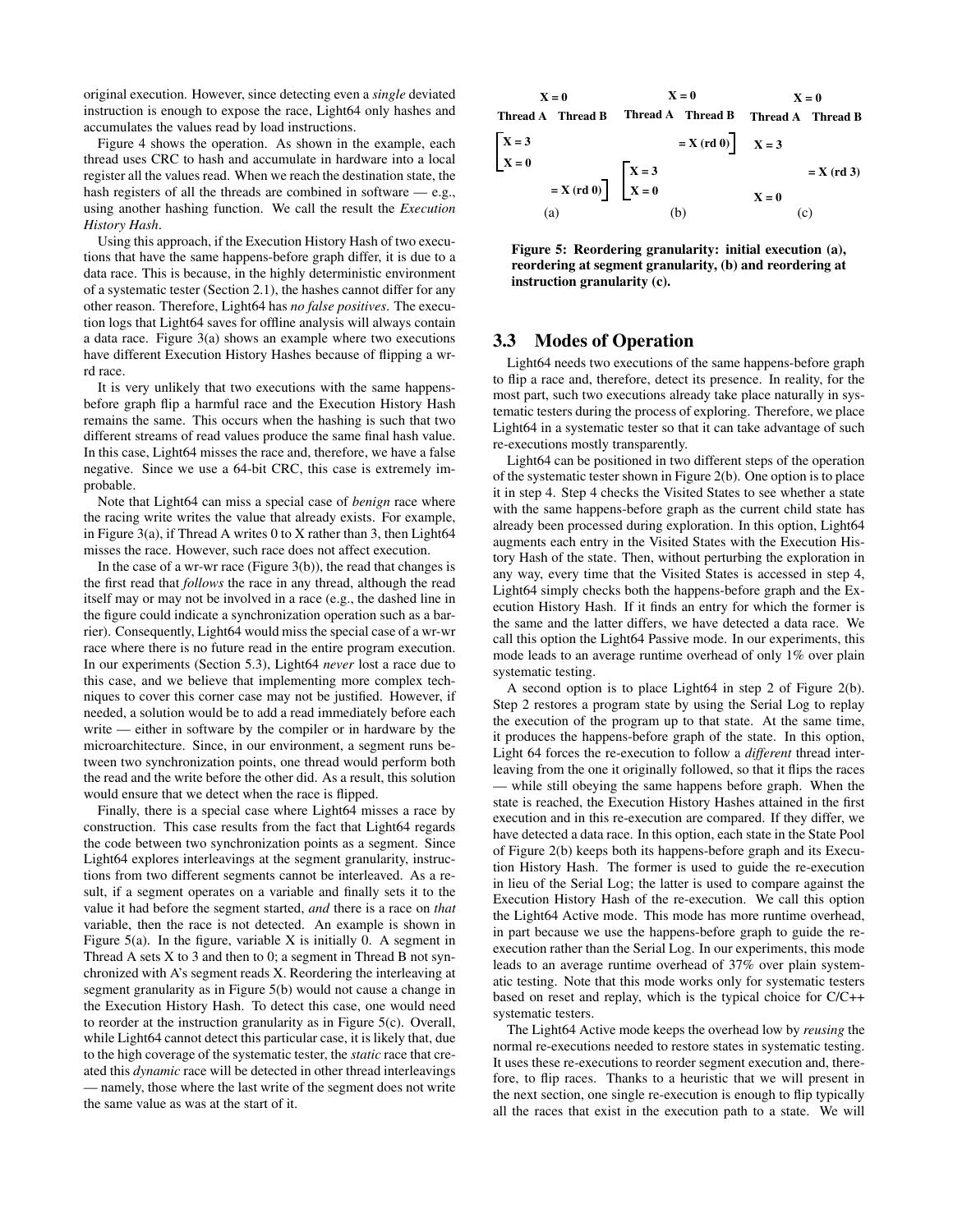original execution. However, since detecting even a *single* deviated instruction is enough to expose the race, Light64 only hashes and accumulates the values read by load instructions.

Figure 4 shows the operation. As shown in the example, each thread uses CRC to hash and accumulate in hardware into a local register all the values read. When we reach the destination state, the hash registers of all the threads are combined in software — e.g., using another hashing function. We call the result the *Execution History Hash*.

Using this approach, if the Execution History Hash of two executions that have the same happens-before graph differ, it is due to a data race. This is because, in the highly deterministic environment of a systematic tester (Section 2.1), the hashes cannot differ for any other reason. Therefore, Light64 has *no false positives*. The execution logs that Light64 saves for offline analysis will always contain a data race. Figure 3(a) shows an example where two executions have different Execution History Hashes because of flipping a wr-rd race.

It is very unlikely that two executions with the same happens-before graph flip a harmful race and the Execution History Hash remains the same. This occurs when the hashing is such that two different streams of read values produce the same final hash value. In this case, Light64 misses the race and, therefore, we have a false negative. Since we use a 64-bit CRC, this case is extremely improbable.

Note that Light64 can miss a special case of *benign* race where the racing write writes the value that already exists. For example, in Figure 3(a), if Thread A writes 0 to X rather than 3, then Light64 misses the race. However, such race does not affect execution.

In the case of a wr-wr race (Figure 3(b)), the read that changes is the first read that *follows* the race in any thread, although the read itself may or may not be involved in a race (e.g., the dashed line in the figure could indicate a synchronization operation such as a barrier). Consequently, Light64 would miss the special case of a wr-wr race where there is no future read in the entire program execution. In our experiments (Section 5.3), Light64 *never* lost a race due to this case, and we believe that implementing more complex techniques to cover this corner case may not be justified. However, if needed, a solution would be to add a read immediately before each write — either in software by the compiler or in hardware by the microarchitecture. Since, in our environment, a segment runs between two synchronization points, one thread would perform both the read and the write before the other did. As a result, this solution would ensure that we detect when the race is flipped.

Finally, there is a special case where Light64 misses a race by construction. This case results from the fact that Light64 regards the code between two synchronization points as a segment. Since Light64 explores interleavings at the segment granularity, instructions from two different segments cannot be interleaved. As a result, if a segment operates on a variable and finally sets it to the value it had before the segment started, *and* there is a race on *that* variable, then the race is not detected. An example is shown in Figure 5(a). In the figure, variable X is initially 0. A segment in Thread A sets X to 3 and then to 0; a segment in Thread B not synchronized with A's segment reads X. Reordering the interleaving at segment granularity as in Figure 5(b) would not cause a change in the Execution History Hash. To detect this case, one would need to reorder at the instruction granularity as in Figure 5(c). Overall, while Light64 cannot detect this particular case, it is likely that, due to the high coverage of the systematic tester, the *static* race that created this *dynamic* race will be detected in other thread interleavings — namely, those where the last write of the segment does not write the same value as was at the start of it.

```
      X = 0                      X = 0                      X = 0
Thread A   Thread B      Thread A   Thread B      Thread A   Thread B

[ X = 3                              = X (rd 0) ]   X = 3
[ X = 0                  [ X = 3                                 = X (rd 3)
            = X (rd 0) ] [ X = 0                     X = 0
       (a)                        (b)                        (c)
```

**Figure 5: Reordering granularity: initial execution (a), reordering at segment granularity, (b) and reordering at instruction granularity (c).**

## 3.3 Modes of Operation

Light64 needs two executions of the same happens-before graph to flip a race and, therefore, detect its presence. In reality, for the most part, such two executions already take place naturally in systematic testers during the process of exploring. Therefore, we place Light64 in a systematic tester so that it can take advantage of such re-executions mostly transparently.

Light64 can be positioned in two different steps of the operation of the systematic tester shown in Figure 2(b). One option is to place it in step 4. Step 4 checks the Visited States to see whether a state with the same happens-before graph as the current child state has already been processed during exploration. In this option, Light64 augments each entry in the Visited States with the Execution History Hash of the state. Then, without perturbing the exploration in any way, every time that the Visited States is accessed in step 4, Light64 simply checks both the happens-before graph and the Execution History Hash. If it finds an entry for which the former is the same and the latter differs, we have detected a data race. We call this option the Light64 Passive mode. In our experiments, this mode leads to an average runtime overhead of only 1% over plain systematic testing.

A second option is to place Light64 in step 2 of Figure 2(b). Step 2 restores a program state by using the Serial Log to replay the execution of the program up to that state. At the same time, it produces the happens-before graph of the state. In this option, Light 64 forces the re-execution to follow a *different* thread interleaving from the one it originally followed, so that it flips the races — while still obeying the same happens before graph. When the state is reached, the Execution History Hashes attained in the first execution and in this re-execution are compared. If they differ, we have detected a data race. In this option, each state in the State Pool of Figure 2(b) keeps both its happens-before graph and its Execution History Hash. The former is used to guide the re-execution in lieu of the Serial Log; the latter is used to compare against the Execution History Hash of the re-execution. We call this option the Light64 Active mode. This mode has more runtime overhead, in part because we use the happens-before graph to guide the re-execution rather than the Serial Log. In our experiments, this mode leads to an average runtime overhead of 37% over plain systematic testing. Note that this mode works only for systematic testers based on reset and replay, which is the typical choice for C/C++ systematic testers.

The Light64 Active mode keeps the overhead low by *reusing* the normal re-executions needed to restore states in systematic testing. It uses these re-executions to reorder segment execution and, therefore, to flip races. Thanks to a heuristic that we will present in the next section, one single re-execution is enough to flip typically all the races that exist in the execution path to a state. We will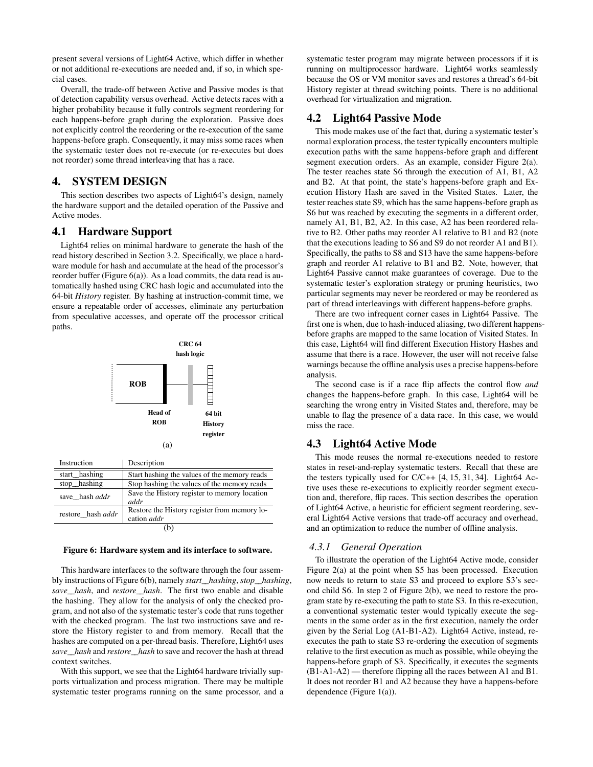present several versions of Light64 Active, which differ in whether or not additional re-executions are needed and, if so, in which special cases.

Overall, the trade-off between Active and Passive modes is that of detection capability versus overhead. Active detects races with a higher probability because it fully controls segment reordering for each happens-before graph during the exploration. Passive does not explicitly control the reordering or the re-execution of the same happens-before graph. Consequently, it may miss some races when the systematic tester does not re-execute (or re-executes but does not reorder) some thread interleaving that has a race.

## 4. SYSTEM DESIGN

This section describes two aspects of Light64's design, namely the hardware support and the detailed operation of the Passive and Active modes.

### 4.1 Hardware Support

Light64 relies on minimal hardware to generate the hash of the read history described in Section 3.2. Specifically, we place a hardware module for hash and accumulate at the head of the processor's reorder buffer (Figure 6(a)). As a load commits, the data read is automatically hashed using CRC hash logic and accumulated into the 64-bit *History* register. By hashing at instruction-commit time, we ensure a repeatable order of accesses, eliminate any perturbation from speculative accesses, and operate off the processor critical paths.

CRC 64 hash logic

ROB

Head of ROB

64 bit History register

(a)

| Instruction | Description |
|---|---|
| start_hashing | Start hashing the values of the memory reads |
| stop_hashing | Stop hashing the values of the memory reads |
| save_hash *addr* | Save the History register to memory location *addr* |
| restore_hash *addr* | Restore the History register from memory location *addr* |

(b)

**Figure 6: Hardware system and its interface to software.**

This hardware interfaces to the software through the four assembly instructions of Figure 6(b), namely *start_hashing*, *stop_hashing*, *save_hash*, and *restore_hash*. The first two enable and disable the hashing. They allow for the analysis of only the checked program, and not also of the systematic tester's code that runs together with the checked program. The last two instructions save and restore the History register to and from memory. Recall that the hashes are computed on a per-thread basis. Therefore, Light64 uses *save_hash* and *restore_hash* to save and recover the hash at thread context switches.

With this support, we see that the Light64 hardware trivially supports virtualization and process migration. There may be multiple systematic tester programs running on the same processor, and a systematic tester program may migrate between processors if it is running on multiprocessor hardware. Light64 works seamlessly because the OS or VM monitor saves and restores a thread's 64-bit History register at thread switching points. There is no additional overhead for virtualization and migration.

### 4.2 Light64 Passive Mode

This mode makes use of the fact that, during a systematic tester's normal exploration process, the tester typically encounters multiple execution paths with the same happens-before graph and different segment execution orders. As an example, consider Figure 2(a). The tester reaches state S6 through the execution of A1, B1, A2 and B2. At that point, the state's happens-before graph and Execution History Hash are saved in the Visited States. Later, the tester reaches state S9, which has the same happens-before graph as S6 but was reached by executing the segments in a different order, namely A1, B1, B2, A2. In this case, A2 has been reordered relative to B2. Other paths may reorder A1 relative to B1 and B2 (note that the executions leading to S6 and S9 do not reorder A1 and B1). Specifically, the paths to S8 and S13 have the same happens-before graph and reorder A1 relative to B1 and B2. Note, however, that Light64 Passive cannot make guarantees of coverage. Due to the systematic tester's exploration strategy or pruning heuristics, two particular segments may never be reordered or may be reordered as part of thread interleavings with different happens-before graphs.

There are two infrequent corner cases in Light64 Passive. The first one is when, due to hash-induced aliasing, two different happens-before graphs are mapped to the same location of Visited States. In this case, Light64 will find different Execution History Hashes and assume that there is a race. However, the user will not receive false warnings because the offline analysis uses a precise happens-before analysis.

The second case is if a race flip affects the control flow *and* changes the happens-before graph. In this case, Light64 will be searching the wrong entry in Visited States and, therefore, may be unable to flag the presence of a data race. In this case, we would miss the race.

### 4.3 Light64 Active Mode

This mode reuses the normal re-executions needed to restore states in reset-and-replay systematic testers. Recall that these are the testers typically used for C/C++ [4, 15, 31, 34]. Light64 Active uses these re-executions to explicitly reorder segment execution and, therefore, flip races. This section describes the operation of Light64 Active, a heuristic for efficient segment reordering, several Light64 Active versions that trade-off accuracy and overhead, and an optimization to reduce the number of offline analysis.

#### *4.3.1 General Operation*

To illustrate the operation of the Light64 Active mode, consider Figure 2(a) at the point when S5 has been processed. Execution now needs to return to state S3 and proceed to explore S3's second child S6. In step 2 of Figure 2(b), we need to restore the program state by re-executing the path to state S3. In this re-execution, a conventional systematic tester would typically execute the segments in the same order as in the first execution, namely the order given by the Serial Log (A1-B1-A2). Light64 Active, instead, re-executes the path to state S3 re-ordering the execution of segments relative to the first execution as much as possible, while obeying the happens-before graph of S3. Specifically, it executes the segments (B1-A1-A2) — therefore flipping all the races between A1 and B1. It does not reorder B1 and A2 because they have a happens-before dependence (Figure 1(a)).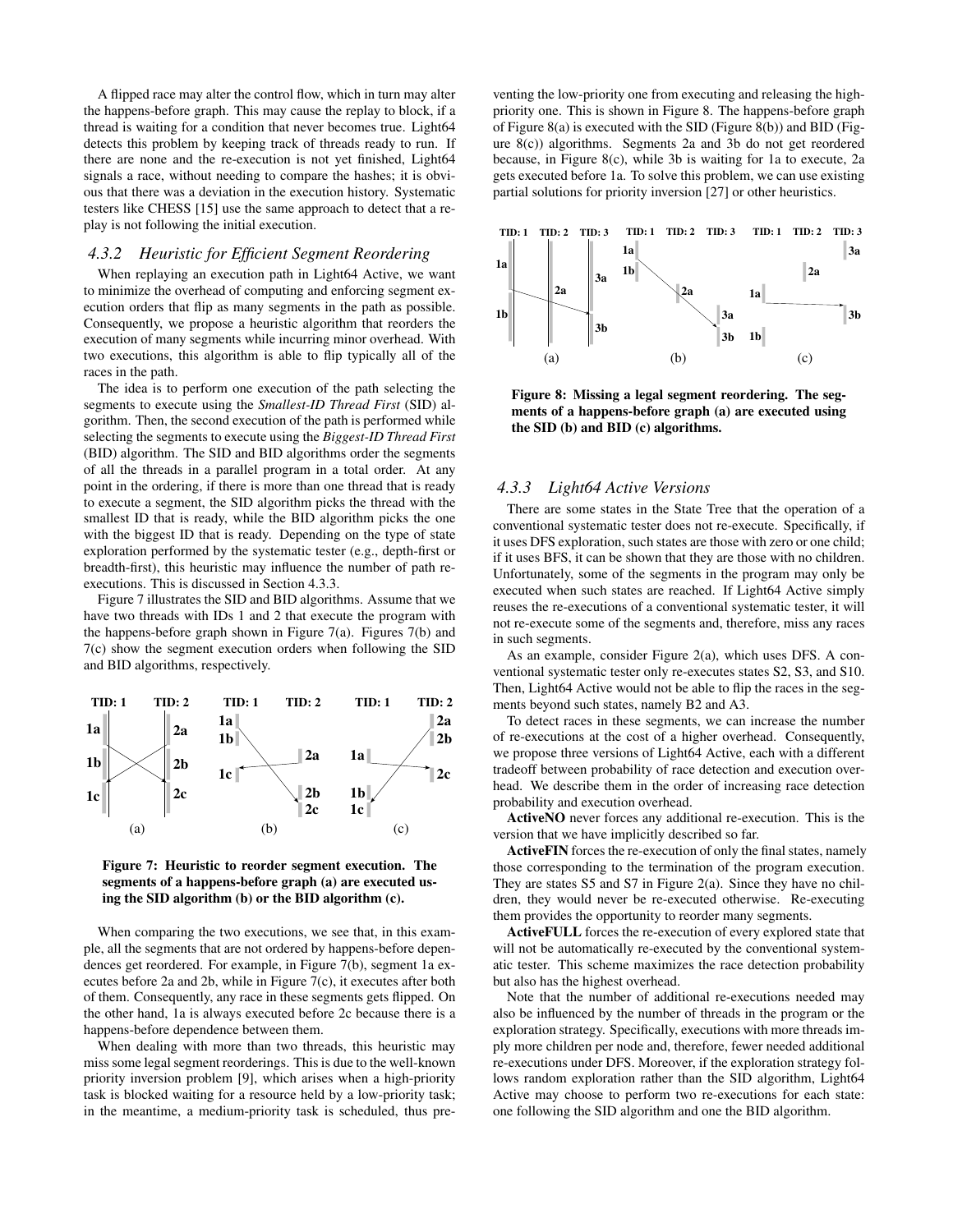A flipped race may alter the control flow, which in turn may alter the happens-before graph. This may cause the replay to block, if a thread is waiting for a condition that never becomes true. Light64 detects this problem by keeping track of threads ready to run. If there are none and the re-execution is not yet finished, Light64 signals a race, without needing to compare the hashes; it is obvious that there was a deviation in the execution history. Systematic testers like CHESS [15] use the same approach to detect that a replay is not following the initial execution.

### 4.3.2 Heuristic for Efficient Segment Reordering

When replaying an execution path in Light64 Active, we want to minimize the overhead of computing and enforcing segment execution orders that flip as many segments in the path as possible. Consequently, we propose a heuristic algorithm that reorders the execution of many segments while incurring minor overhead. With two executions, this algorithm is able to flip typically all of the races in the path.

The idea is to perform one execution of the path selecting the segments to execute using the *Smallest-ID Thread First* (SID) algorithm. Then, the second execution of the path is performed while selecting the segments to execute using the *Biggest-ID Thread First* (BID) algorithm. The SID and BID algorithms order the segments of all the threads in a parallel program in a total order. At any point in the ordering, if there is more than one thread that is ready to execute a segment, the SID algorithm picks the thread with the smallest ID that is ready, while the BID algorithm picks the one with the biggest ID that is ready. Depending on the type of state exploration performed by the systematic tester (e.g., depth-first or breadth-first), this heuristic may influence the number of path re-executions. This is discussed in Section 4.3.3.

Figure 7 illustrates the SID and BID algorithms. Assume that we have two threads with IDs 1 and 2 that execute the program with the happens-before graph shown in Figure 7(a). Figures 7(b) and 7(c) show the segment execution orders when following the SID and BID algorithms, respectively.

**Figure 7: Heuristic to reorder segment execution. The segments of a happens-before graph (a) are executed using the SID algorithm (b) or the BID algorithm (c).**

When comparing the two executions, we see that, in this example, all the segments that are not ordered by happens-before dependences get reordered. For example, in Figure 7(b), segment 1a executes before 2a and 2b, while in Figure 7(c), it executes after both of them. Consequently, any race in these segments gets flipped. On the other hand, 1a is always executed before 2c because there is a happens-before dependence between them.

When dealing with more than two threads, this heuristic may miss some legal segment reorderings. This is due to the well-known priority inversion problem [9], which arises when a high-priority task is blocked waiting for a resource held by a low-priority task; in the meantime, a medium-priority task is scheduled, thus preventing the low-priority one from executing and releasing the high-priority one. This is shown in Figure 8. The happens-before graph of Figure 8(a) is executed with the SID (Figure 8(b)) and BID (Figure 8(c)) algorithms. Segments 2a and 3b do not get reordered because, in Figure 8(c), while 3b is waiting for 1a to execute, 2a gets executed before 1a. To solve this problem, we can use existing partial solutions for priority inversion [27] or other heuristics.

**Figure 8: Missing a legal segment reordering. The segments of a happens-before graph (a) are executed using the SID (b) and BID (c) algorithms.**

### 4.3.3 Light64 Active Versions

There are some states in the State Tree that the operation of a conventional systematic tester does not re-execute. Specifically, if it uses DFS exploration, such states are those with zero or one child; if it uses BFS, it can be shown that they are those with no children. Unfortunately, some of the segments in the program may only be executed when such states are reached. If Light64 Active simply reuses the re-executions of a conventional systematic tester, it will not re-execute some of the segments and, therefore, miss any races in such segments.

As an example, consider Figure 2(a), which uses DFS. A conventional systematic tester only re-executes states S2, S3, and S10. Then, Light64 Active would not be able to flip the races in the segments beyond such states, namely B2 and A3.

To detect races in these segments, we can increase the number of re-executions at the cost of a higher overhead. Consequently, we propose three versions of Light64 Active, each with a different tradeoff between probability of race detection and execution overhead. We describe them in the order of increasing race detection probability and execution overhead.

**ActiveNO** never forces any additional re-execution. This is the version that we have implicitly described so far.

**ActiveFIN** forces the re-execution of only the final states, namely those corresponding to the termination of the program execution. They are states S5 and S7 in Figure 2(a). Since they have no children, they would never be re-executed otherwise. Re-executing them provides the opportunity to reorder many segments.

**ActiveFULL** forces the re-execution of every explored state that will not be automatically re-executed by the conventional systematic tester. This scheme maximizes the race detection probability but also has the highest overhead.

Note that the number of additional re-executions needed may also be influenced by the number of threads in the program or the exploration strategy. Specifically, executions with more threads imply more children per node and, therefore, fewer needed additional re-executions under DFS. Moreover, if the exploration strategy follows random exploration rather than the SID algorithm, Light64 Active may choose to perform two re-executions for each state: one following the SID algorithm and one the BID algorithm.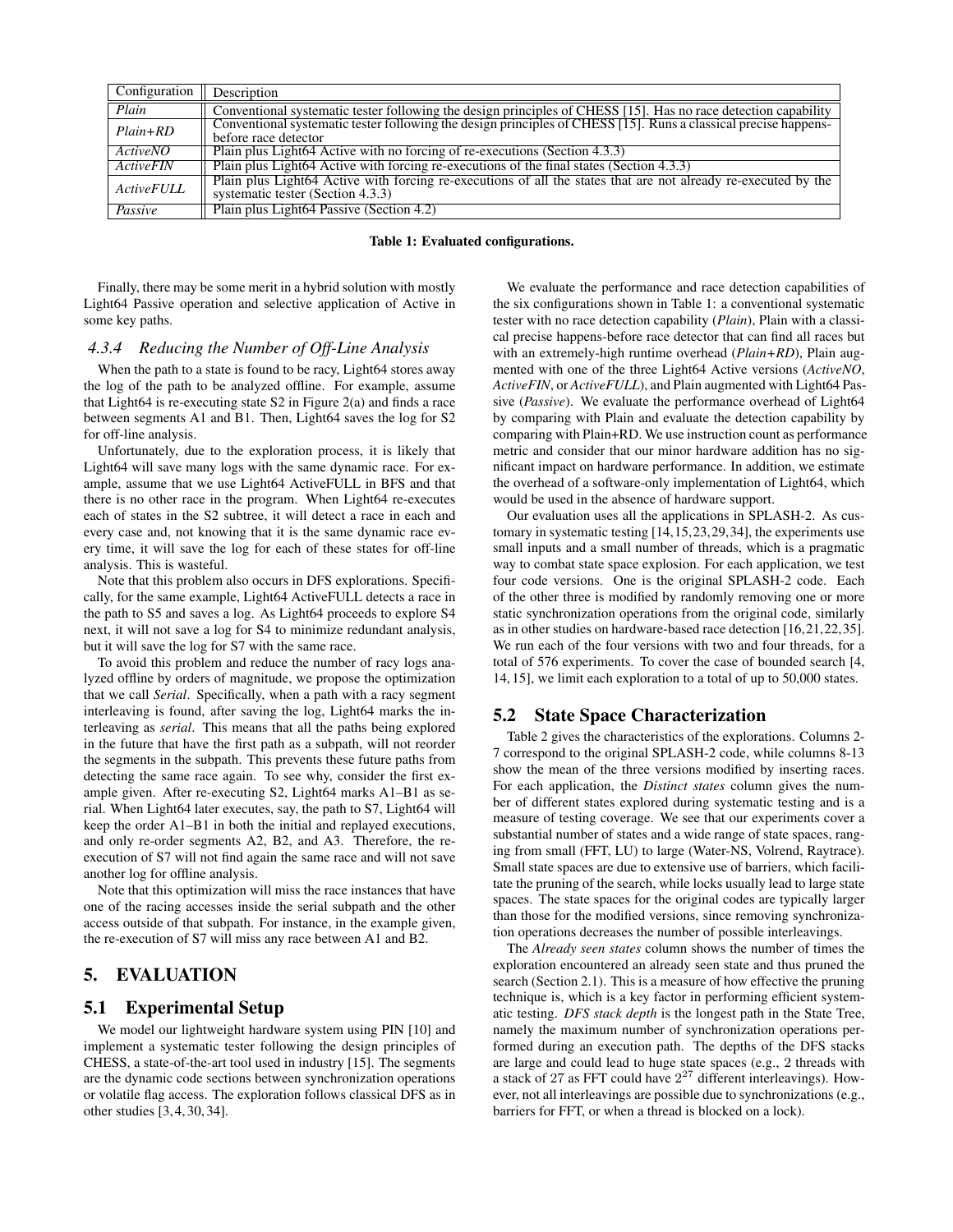| Configuration | Description |
|---|---|
| *Plain* | Conventional systematic tester following the design principles of CHESS [15]. Has no race detection capability |
| *Plain+RD* | Conventional systematic tester following the design principles of CHESS [15]. Runs a classical precise happens-before race detector |
| *ActiveNO* | Plain plus Light64 Active with no forcing of re-executions (Section 4.3.3) |
| *ActiveFIN* | Plain plus Light64 Active with forcing re-executions of the final states (Section 4.3.3) |
| *ActiveFULL* | Plain plus Light64 Active with forcing re-executions of all the states that are not already re-executed by the systematic tester (Section 4.3.3) |
| *Passive* | Plain plus Light64 Passive (Section 4.2) |

**Table 1: Evaluated configurations.**

Finally, there may be some merit in a hybrid solution with mostly Light64 Passive operation and selective application of Active in some key paths.

#### *4.3.4 Reducing the Number of Off-Line Analysis*

When the path to a state is found to be racy, Light64 stores away the log of the path to be analyzed offline. For example, assume that Light64 is re-executing state S2 in Figure 2(a) and finds a race between segments A1 and B1. Then, Light64 saves the log for S2 for off-line analysis.

Unfortunately, due to the exploration process, it is likely that Light64 will save many logs with the same dynamic race. For example, assume that we use Light64 ActiveFULL in BFS and that there is no other race in the program. When Light64 re-executes each of states in the S2 subtree, it will detect a race in each and every case and, not knowing that it is the same dynamic race every time, it will save the log for each of these states for off-line analysis. This is wasteful.

Note that this problem also occurs in DFS explorations. Specifically, for the same example, Light64 ActiveFULL detects a race in the path to S5 and saves a log. As Light64 proceeds to explore S4 next, it will not save a log for S4 to minimize redundant analysis, but it will save the log for S7 with the same race.

To avoid this problem and reduce the number of racy logs analyzed offline by orders of magnitude, we propose the optimization that we call *Serial*. Specifically, when a path with a racy segment interleaving is found, after saving the log, Light64 marks the interleaving as *serial*. This means that all the paths being explored in the future that have the first path as a subpath, will not reorder the segments in the subpath. This prevents these future paths from detecting the same race again. To see why, consider the first example given. After re-executing S2, Light64 marks A1–B1 as serial. When Light64 later executes, say, the path to S7, Light64 will keep the order A1–B1 in both the initial and replayed executions, and only re-order segments A2, B2, and A3. Therefore, the re-execution of S7 will not find again the same race and will not save another log for offline analysis.

Note that this optimization will miss the race instances that have one of the racing accesses inside the serial subpath and the other access outside of that subpath. For instance, in the example given, the re-execution of S7 will miss any race between A1 and B2.

## 5. EVALUATION

### 5.1 Experimental Setup

We model our lightweight hardware system using PIN [10] and implement a systematic tester following the design principles of CHESS, a state-of-the-art tool used in industry [15]. The segments are the dynamic code sections between synchronization operations or volatile flag access. The exploration follows classical DFS as in other studies [3,4,30,34].

We evaluate the performance and race detection capabilities of the six configurations shown in Table 1: a conventional systematic tester with no race detection capability (*Plain*), Plain with a classical precise happens-before race detector that can find all races but with an extremely-high runtime overhead (*Plain+RD*), Plain augmented with one of the three Light64 Active versions (*ActiveNO*, *ActiveFIN*, or *ActiveFULL*), and Plain augmented with Light64 Passive (*Passive*). We evaluate the performance overhead of Light64 by comparing with Plain and evaluate the detection capability by comparing with Plain+RD. We use instruction count as performance metric and consider that our minor hardware addition has no significant impact on hardware performance. In addition, we estimate the overhead of a software-only implementation of Light64, which would be used in the absence of hardware support.

Our evaluation uses all the applications in SPLASH-2. As customary in systematic testing [14,15,23,29,34], the experiments use small inputs and a small number of threads, which is a pragmatic way to combat state space explosion. For each application, we test four code versions. One is the original SPLASH-2 code. Each of the other three is modified by randomly removing one or more static synchronization operations from the original code, similarly as in other studies on hardware-based race detection [16,21,22,35]. We run each of the four versions with two and four threads, for a total of 576 experiments. To cover the case of bounded search [4, 14, 15], we limit each exploration to a total of up to 50,000 states.

### 5.2 State Space Characterization

Table 2 gives the characteristics of the explorations. Columns 2-7 correspond to the original SPLASH-2 code, while columns 8-13 show the mean of the three versions modified by inserting races. For each application, the *Distinct states* column gives the number of different states explored during systematic testing and is a measure of testing coverage. We see that our experiments cover a substantial number of states and a wide range of state spaces, ranging from small (FFT, LU) to large (Water-NS, Volrend, Raytrace). Small state spaces are due to extensive use of barriers, which facilitate the pruning of the search, while locks usually lead to large state spaces. The state spaces for the original codes are typically larger than those for the modified versions, since removing synchronization operations decreases the number of possible interleavings.

The *Already seen states* column shows the number of times the exploration encountered an already seen state and thus pruned the search (Section 2.1). This is a measure of how effective the pruning technique is, which is a key factor in performing efficient systematic testing. *DFS stack depth* is the longest path in the State Tree, namely the maximum number of synchronization operations performed during an execution path. The depths of the DFS stacks are large and could lead to huge state spaces (e.g., 2 threads with a stack of 27 as FFT could have $2^{27}$ different interleavings). However, not all interleavings are possible due to synchronizations (e.g., barriers for FFT, or when a thread is blocked on a lock).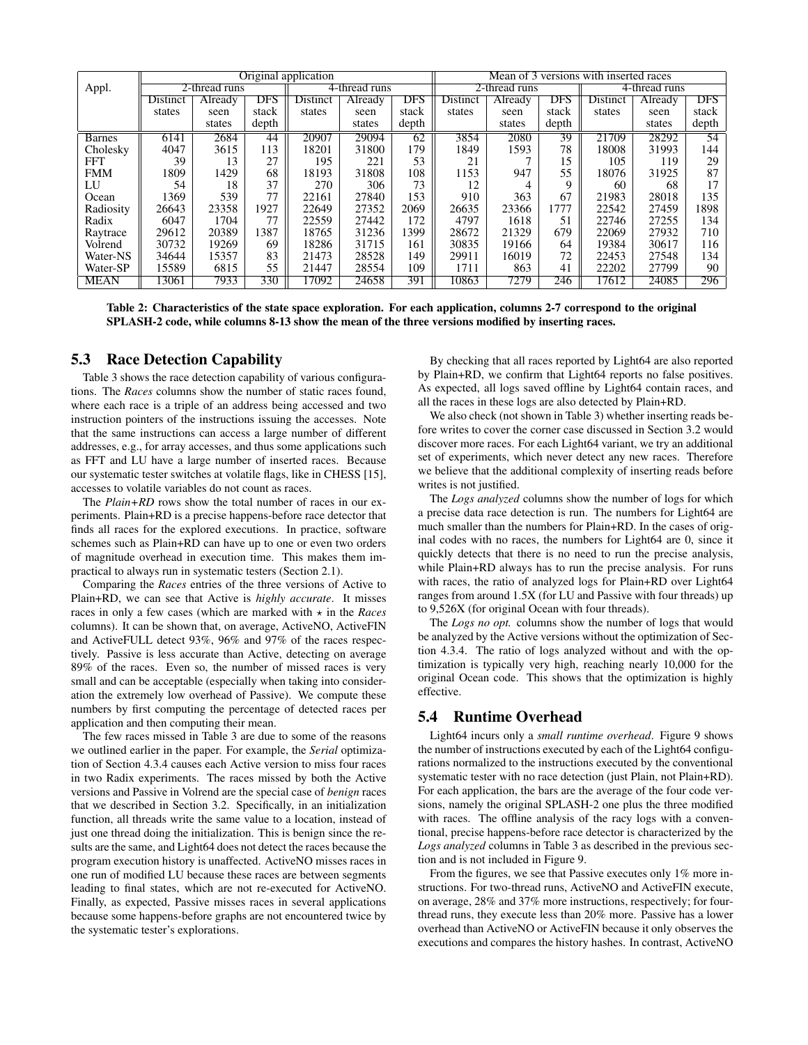| Appl. | Original application | | | | | | Mean of 3 versions with inserted races | | | | | |
|---|---|---|---|---|---|---|---|---|---|---|---|---|
| | 2-thread runs | | | 4-thread runs | | | 2-thread runs | | | 4-thread runs | | |
| | Distinct states | Already seen states | DFS stack depth | Distinct states | Already seen states | DFS stack depth | Distinct states | Already seen states | DFS stack depth | Distinct states | Already seen states | DFS stack depth |
| Barnes | 6141 | 2684 | 44 | 20907 | 29094 | 62 | 3854 | 2080 | 39 | 21709 | 28292 | 54 |
| Cholesky | 4047 | 3615 | 113 | 18201 | 31800 | 179 | 1849 | 1593 | 78 | 18008 | 31993 | 144 |
| FFT | 39 | 13 | 27 | 195 | 221 | 53 | 21 | 7 | 15 | 105 | 119 | 29 |
| FMM | 1809 | 1429 | 68 | 18193 | 31808 | 108 | 1153 | 947 | 55 | 18076 | 31925 | 87 |
| LU | 54 | 18 | 37 | 270 | 306 | 73 | 12 | 4 | 9 | 60 | 68 | 17 |
| Ocean | 1369 | 539 | 77 | 22161 | 27840 | 153 | 910 | 363 | 67 | 21983 | 28018 | 135 |
| Radiosity | 26643 | 23358 | 1927 | 22649 | 27352 | 2069 | 26635 | 23366 | 1777 | 22542 | 27459 | 1898 |
| Radix | 6047 | 1704 | 77 | 22559 | 27442 | 172 | 4797 | 1618 | 51 | 22746 | 27255 | 134 |
| Raytrace | 29612 | 20389 | 1387 | 18765 | 31236 | 1399 | 28672 | 21329 | 679 | 22069 | 27932 | 710 |
| Volrend | 30732 | 19269 | 69 | 18286 | 31715 | 161 | 30835 | 19166 | 64 | 19384 | 30617 | 116 |
| Water-NS | 34644 | 15357 | 83 | 21473 | 28528 | 149 | 29911 | 16019 | 72 | 22453 | 27548 | 134 |
| Water-SP | 15589 | 6815 | 55 | 21447 | 28554 | 109 | 1711 | 863 | 41 | 22202 | 27799 | 90 |
| MEAN | 13061 | 7933 | 330 | 17092 | 24658 | 391 | 10863 | 7279 | 246 | 17612 | 24085 | 296 |

**Table 2: Characteristics of the state space exploration. For each application, columns 2-7 correspond to the original SPLASH-2 code, while columns 8-13 show the mean of the three versions modified by inserting races.**

## 5.3 Race Detection Capability

Table 3 shows the race detection capability of various configurations. The *Races* columns show the number of static races found, where each race is a triple of an address being accessed and two instruction pointers of the instructions issuing the accesses. Note that the same instructions can access a large number of different addresses, e.g., for array accesses, and thus some applications such as FFT and LU have a large number of inserted races. Because our systematic tester switches at volatile flags, like in CHESS [15], accesses to volatile variables do not count as races.

The *Plain+RD* rows show the total number of races in our experiments. Plain+RD is a precise happens-before race detector that finds all races for the explored executions. In practice, software schemes such as Plain+RD can have up to one or even two orders of magnitude overhead in execution time. This makes them impractical to always run in systematic testers (Section 2.1).

Comparing the *Races* entries of the three versions of Active to Plain+RD, we can see that Active is *highly accurate*. It misses races in only a few cases (which are marked with $\star$ in the *Races* columns). It can be shown that, on average, ActiveNO, ActiveFIN and ActiveFULL detect 93%, 96% and 97% of the races respectively. Passive is less accurate than Active, detecting on average 89% of the races. Even so, the number of missed races is very small and can be acceptable (especially when taking into consideration the extremely low overhead of Passive). We compute these numbers by first computing the percentage of detected races per application and then computing their mean.

The few races missed in Table 3 are due to some of the reasons we outlined earlier in the paper. For example, the *Serial* optimization of Section 4.3.4 causes each Active version to miss four races in two Radix experiments. The races missed by both the Active versions and Passive in Volrend are the special case of *benign* races that we described in Section 3.2. Specifically, in an initialization function, all threads write the same value to a location, instead of just one thread doing the initialization. This is benign since the results are the same, and Light64 does not detect the races because the program execution history is unaffected. ActiveNO misses races in one run of modified LU because these races are between segments leading to final states, which are not re-executed for ActiveNO. Finally, as expected, Passive misses races in several applications because some happens-before graphs are not encountered twice by the systematic tester's explorations.

By checking that all races reported by Light64 are also reported by Plain+RD, we confirm that Light64 reports no false positives. As expected, all logs saved offline by Light64 contain races, and all the races in these logs are also detected by Plain+RD.

We also check (not shown in Table 3) whether inserting reads before writes to cover the corner case discussed in Section 3.2 would discover more races. For each Light64 variant, we try an additional set of experiments, which never detect any new races. Therefore we believe that the additional complexity of inserting reads before writes is not justified.

The *Logs analyzed* columns show the number of logs for which a precise data race detection is run. The numbers for Light64 are much smaller than the numbers for Plain+RD. In the cases of original codes with no races, the numbers for Light64 are 0, since it quickly detects that there is no need to run the precise analysis, while Plain+RD always has to run the precise analysis. For runs with races, the ratio of analyzed logs for Plain+RD over Light64 ranges from around 1.5X (for LU and Passive with four threads) up to 9,526X (for original Ocean with four threads).

The *Logs no opt.* columns show the number of logs that would be analyzed by the Active versions without the optimization of Section 4.3.4. The ratio of logs analyzed without and with the optimization is typically very high, reaching nearly 10,000 for the original Ocean code. This shows that the optimization is highly effective.

## 5.4 Runtime Overhead

Light64 incurs only a *small runtime overhead*. Figure 9 shows the number of instructions executed by each of the Light64 configurations normalized to the instructions executed by the conventional systematic tester with no race detection (just Plain, not Plain+RD). For each application, the bars are the average of the four code versions, namely the original SPLASH-2 one plus the three modified with races. The offline analysis of the racy logs with a conventional, precise happens-before race detector is characterized by the *Logs analyzed* columns in Table 3 as described in the previous section and is not included in Figure 9.

From the figures, we see that Passive executes only 1% more instructions. For two-thread runs, ActiveNO and ActiveFIN execute, on average, 28% and 37% more instructions, respectively; for four-thread runs, they execute less than 20% more. Passive has a lower overhead than ActiveNO or ActiveFIN because it only observes the executions and compares the history hashes. In contrast, ActiveNO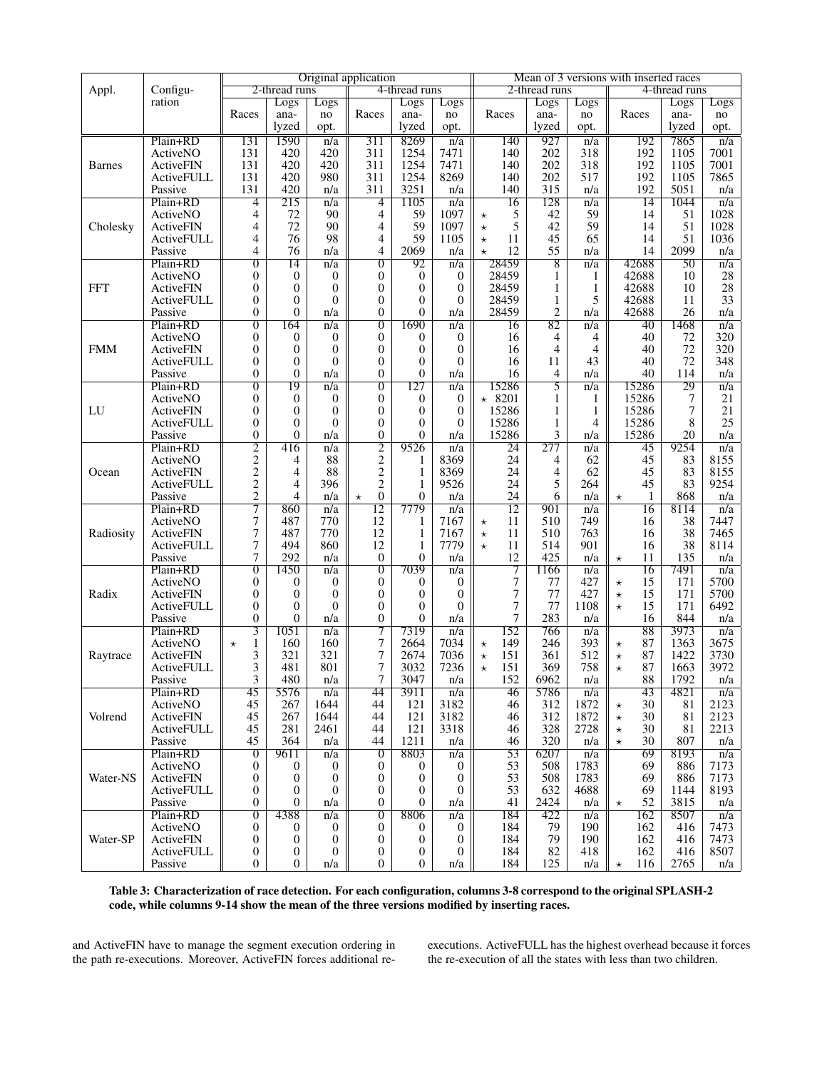| Appl. | Configu-ration | Original application | | | | | | Mean of 3 versions with inserted races | | | | | |
|---|---|---|---|---|---|---|---|---|---|---|---|---|---|
| | | 2-thread runs | | | 4-thread runs | | | 2-thread runs | | | 4-thread runs | | |
| | | Races | Logs analyzed | Logs no opt. | Races | Logs analyzed | Logs no opt. | Races | Logs analyzed | Logs no opt. | Races | Logs analyzed | Logs no opt. |
| Barnes | Plain+RD | 131 | 1590 | n/a | 311 | 8269 | n/a | 140 | 927 | n/a | 192 | 7865 | n/a |
| | ActiveNO | 131 | 420 | 420 | 311 | 1254 | 7471 | 140 | 202 | 318 | 192 | 1105 | 7001 |
| | ActiveFIN | 131 | 420 | 420 | 311 | 1254 | 7471 | 140 | 202 | 318 | 192 | 1105 | 7001 |
| | ActiveFULL | 131 | 420 | 980 | 311 | 1254 | 8269 | 140 | 202 | 517 | 192 | 1105 | 7865 |
| | Passive | 131 | 420 | n/a | 311 | 3251 | n/a | 140 | 315 | n/a | 192 | 5051 | n/a |
| Cholesky | Plain+RD | 4 | 215 | n/a | 4 | 1105 | n/a | 16 | 128 | n/a | 14 | 1044 | n/a |
| | ActiveNO | 4 | 72 | 90 | 4 | 59 | 1097 | ⋆ 5 | 42 | 59 | 14 | 51 | 1028 |
| | ActiveFIN | 4 | 72 | 90 | 4 | 59 | 1097 | ⋆ 5 | 42 | 59 | 14 | 51 | 1028 |
| | ActiveFULL | 4 | 76 | 98 | 4 | 59 | 1105 | ⋆ 11 | 45 | 65 | 14 | 51 | 1036 |
| | Passive | 4 | 76 | n/a | 4 | 2069 | n/a | ⋆ 12 | 55 | n/a | 14 | 2099 | n/a |
| FFT | Plain+RD | 0 | 14 | n/a | 0 | 92 | n/a | 28459 | 8 | n/a | 42688 | 50 | n/a |
| | ActiveNO | 0 | 0 | 0 | 0 | 0 | 0 | 28459 | 1 | 1 | 42688 | 10 | 28 |
| | ActiveFIN | 0 | 0 | 0 | 0 | 0 | 0 | 28459 | 1 | 1 | 42688 | 10 | 28 |
| | ActiveFULL | 0 | 0 | 0 | 0 | 0 | 0 | 28459 | 1 | 5 | 42688 | 11 | 33 |
| | Passive | 0 | 0 | n/a | 0 | 0 | n/a | 28459 | 2 | n/a | 42688 | 26 | n/a |
| FMM | Plain+RD | 0 | 164 | n/a | 0 | 1690 | n/a | 16 | 82 | n/a | 40 | 1468 | n/a |
| | ActiveNO | 0 | 0 | 0 | 0 | 0 | 0 | 16 | 4 | 4 | 40 | 72 | 320 |
| | ActiveFIN | 0 | 0 | 0 | 0 | 0 | 0 | 16 | 4 | 4 | 40 | 72 | 320 |
| | ActiveFULL | 0 | 0 | 0 | 0 | 0 | 0 | 16 | 11 | 43 | 40 | 72 | 348 |
| | Passive | 0 | 0 | n/a | 0 | 0 | n/a | 16 | 4 | n/a | 40 | 114 | n/a |
| LU | Plain+RD | 0 | 19 | n/a | 0 | 127 | n/a | 15286 | 5 | n/a | 15286 | 29 | n/a |
| | ActiveNO | 0 | 0 | 0 | 0 | 0 | 0 | ⋆ 8201 | 1 | 1 | 15286 | 7 | 21 |
| | ActiveFIN | 0 | 0 | 0 | 0 | 0 | 0 | 15286 | 1 | 1 | 15286 | 7 | 21 |
| | ActiveFULL | 0 | 0 | 0 | 0 | 0 | 0 | 15286 | 1 | 4 | 15286 | 8 | 25 |
| | Passive | 0 | 0 | n/a | 0 | 0 | n/a | 15286 | 3 | n/a | 15286 | 20 | n/a |
| Ocean | Plain+RD | 2 | 416 | n/a | 2 | 9526 | n/a | 24 | 277 | n/a | 45 | 9254 | n/a |
| | ActiveNO | 2 | 4 | 88 | 2 | 1 | 8369 | 24 | 4 | 62 | 45 | 83 | 8155 |
| | ActiveFIN | 2 | 4 | 88 | 2 | 1 | 8369 | 24 | 4 | 62 | 45 | 83 | 8155 |
| | ActiveFULL | 2 | 4 | 396 | 2 | 1 | 9526 | 24 | 5 | 264 | 45 | 83 | 9254 |
| | Passive | 2 | 4 | n/a | ⋆ 0 | 0 | n/a | 24 | 6 | n/a | ⋆ 1 | 868 | n/a |
| Radiosity | Plain+RD | 7 | 860 | n/a | 12 | 7779 | n/a | 12 | 901 | n/a | 16 | 8114 | n/a |
| | ActiveNO | 7 | 487 | 770 | 12 | 1 | 7167 | ⋆ 11 | 510 | 749 | 16 | 38 | 7447 |
| | ActiveFIN | 7 | 487 | 770 | 12 | 1 | 7167 | ⋆ 11 | 510 | 763 | 16 | 38 | 7465 |
| | ActiveFULL | 7 | 494 | 860 | 12 | 1 | 7779 | ⋆ 11 | 514 | 901 | 16 | 38 | 8114 |
| | Passive | 7 | 292 | n/a | 0 | 0 | n/a | 12 | 425 | n/a | ⋆ 11 | 135 | n/a |
| Radix | Plain+RD | 0 | 1450 | n/a | 0 | 7039 | n/a | 7 | 1166 | n/a | 16 | 7491 | n/a |
| | ActiveNO | 0 | 0 | 0 | 0 | 0 | 0 | 7 | 77 | 427 | ⋆ 15 | 171 | 5700 |
| | ActiveFIN | 0 | 0 | 0 | 0 | 0 | 0 | 7 | 77 | 427 | ⋆ 15 | 171 | 5700 |
| | ActiveFULL | 0 | 0 | 0 | 0 | 0 | 0 | 7 | 77 | 1108 | ⋆ 15 | 171 | 6492 |
| | Passive | 0 | 0 | n/a | 0 | 0 | n/a | 7 | 283 | n/a | 16 | 844 | n/a |
| Raytrace | Plain+RD | 3 | 1051 | n/a | 7 | 7319 | n/a | 152 | 766 | n/a | 88 | 3973 | n/a |
| | ActiveNO | ⋆ 1 | 160 | 160 | 7 | 2664 | 7034 | ⋆ 149 | 246 | 393 | ⋆ 87 | 1363 | 3675 |
| | ActiveFIN | 3 | 321 | 321 | 7 | 2674 | 7036 | ⋆ 151 | 361 | 512 | ⋆ 87 | 1422 | 3730 |
| | ActiveFULL | 3 | 481 | 801 | 7 | 3032 | 7236 | ⋆ 151 | 369 | 758 | ⋆ 87 | 1663 | 3972 |
| | Passive | 3 | 480 | n/a | 7 | 3047 | n/a | 152 | 6962 | n/a | 88 | 1792 | n/a |
| Volrend | Plain+RD | 45 | 5576 | n/a | 44 | 3911 | n/a | 46 | 5786 | n/a | 43 | 4821 | n/a |
| | ActiveNO | 45 | 267 | 1644 | 44 | 121 | 3182 | 46 | 312 | 1872 | ⋆ 30 | 81 | 2123 |
| | ActiveFIN | 45 | 267 | 1644 | 44 | 121 | 3182 | 46 | 312 | 1872 | ⋆ 30 | 81 | 2123 |
| | ActiveFULL | 45 | 281 | 2461 | 44 | 121 | 3318 | 46 | 328 | 2728 | ⋆ 30 | 81 | 2213 |
| | Passive | 45 | 364 | n/a | 44 | 1211 | n/a | 46 | 320 | n/a | ⋆ 30 | 807 | n/a |
| Water-NS | Plain+RD | 0 | 9611 | n/a | 0 | 8803 | n/a | 53 | 6207 | n/a | 69 | 8193 | n/a |
| | ActiveNO | 0 | 0 | 0 | 0 | 0 | 0 | 53 | 508 | 1783 | 69 | 886 | 7173 |
| | ActiveFIN | 0 | 0 | 0 | 0 | 0 | 0 | 53 | 508 | 1783 | 69 | 886 | 7173 |
| | ActiveFULL | 0 | 0 | 0 | 0 | 0 | 0 | 53 | 632 | 4688 | 69 | 1144 | 8193 |
| | Passive | 0 | 0 | n/a | 0 | 0 | n/a | 41 | 2424 | n/a | ⋆ 52 | 3815 | n/a |
| Water-SP | Plain+RD | 0 | 4388 | n/a | 0 | 8806 | n/a | 184 | 422 | n/a | 162 | 8507 | n/a |
| | ActiveNO | 0 | 0 | 0 | 0 | 0 | 0 | 184 | 79 | 190 | 162 | 416 | 7473 |
| | ActiveFIN | 0 | 0 | 0 | 0 | 0 | 0 | 184 | 79 | 190 | 162 | 416 | 7473 |
| | ActiveFULL | 0 | 0 | 0 | 0 | 0 | 0 | 184 | 82 | 418 | 162 | 416 | 8507 |
| | Passive | 0 | 0 | n/a | 0 | 0 | n/a | 184 | 125 | n/a | ⋆ 116 | 2765 | n/a |

**Table 3: Characterization of race detection. For each configuration, columns 3-8 correspond to the original SPLASH-2 code, while columns 9-14 show the mean of the three versions modified by inserting races.**

and ActiveFIN have to manage the segment execution ordering in the path re-executions. Moreover, ActiveFIN forces additional re-executions. ActiveFULL has the highest overhead because it forces the re-execution of all the states with less than two children.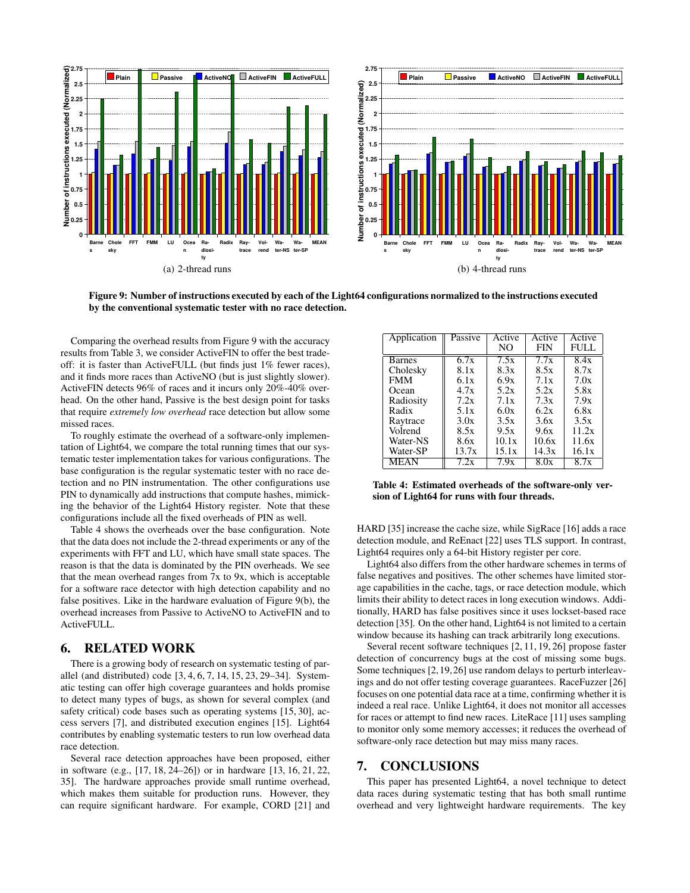(a) 2-thread runs

(b) 4-thread runs

**Figure 9: Number of instructions executed by each of the Light64 configurations normalized to the instructions executed by the conventional systematic tester with no race detection.**

Comparing the overhead results from Figure 9 with the accuracy results from Table 3, we consider ActiveFIN to offer the best tradeoff: it is faster than ActiveFULL (but finds just 1% fewer races), and it finds more races than ActiveNO (but is just slightly slower). ActiveFIN detects 96% of races and it incurs only 20%-40% overhead. On the other hand, Passive is the best design point for tasks that require *extremely low overhead* race detection but allow some missed races.

To roughly estimate the overhead of a software-only implementation of Light64, we compare the total running times that our systematic tester implementation takes for various configurations. The base configuration is the regular systematic tester with no race detection and no PIN instrumentation. The other configurations use PIN to dynamically add instructions that compute hashes, mimicking the behavior of the Light64 History register. Note that these configurations include all the fixed overheads of PIN as well.

Table 4 shows the overheads over the base configuration. Note that the data does not include the 2-thread experiments or any of the experiments with FFT and LU, which have small state spaces. The reason is that the data is dominated by the PIN overheads. We see that the mean overhead ranges from 7x to 9x, which is acceptable for a software race detector with high detection capability and no false positives. Like in the hardware evaluation of Figure 9(b), the overhead increases from Passive to ActiveNO to ActiveFIN and to ActiveFULL.

| Application | Passive | Active NO | Active FIN | Active FULL |
|---|---|---|---|---|
| Barnes | 6.7x | 7.5x | 7.7x | 8.4x |
| Cholesky | 8.1x | 8.3x | 8.5x | 8.7x |
| FMM | 6.1x | 6.9x | 7.1x | 7.0x |
| Ocean | 4.7x | 5.2x | 5.2x | 5.8x |
| Radiosity | 7.2x | 7.1x | 7.3x | 7.9x |
| Radix | 5.1x | 6.0x | 6.2x | 6.8x |
| Raytrace | 3.0x | 3.5x | 3.6x | 3.5x |
| Volrend | 8.5x | 9.5x | 9.6x | 11.2x |
| Water-NS | 8.6x | 10.1x | 10.6x | 11.6x |
| Water-SP | 13.7x | 15.1x | 14.3x | 16.1x |
| MEAN | 7.2x | 7.9x | 8.0x | 8.7x |

**Table 4: Estimated overheads of the software-only version of Light64 for runs with four threads.**

## 6. RELATED WORK

There is a growing body of research on systematic testing of parallel (and distributed) code [3, 4, 6, 7, 14, 15, 23, 29–34]. Systematic testing can offer high coverage guarantees and holds promise to detect many types of bugs, as shown for several complex (and safety critical) code bases such as operating systems [15, 30], access servers [7], and distributed execution engines [15]. Light64 contributes by enabling systematic testers to run low overhead data race detection.

Several race detection approaches have been proposed, either in software (e.g., [17, 18, 24–26]) or in hardware [13, 16, 21, 22, 35]. The hardware approaches provide small runtime overhead, which makes them suitable for production runs. However, they can require significant hardware. For example, CORD [21] and HARD [35] increase the cache size, while SigRace [16] adds a race detection module, and ReEnact [22] uses TLS support. In contrast, Light64 requires only a 64-bit History register per core.

Light64 also differs from the other hardware schemes in terms of false negatives and positives. The other schemes have limited storage capabilities in the cache, tags, or race detection module, which limits their ability to detect races in long execution windows. Additionally, HARD has false positives since it uses lockset-based race detection [35]. On the other hand, Light64 is not limited to a certain window because its hashing can track arbitrarily long executions.

Several recent software techniques [2, 11, 19, 26] propose faster detection of concurrency bugs at the cost of missing some bugs. Some techniques [2, 19, 26] use random delays to perturb interleavings and do not offer testing coverage guarantees. RaceFuzzer [26] focuses on one potential data race at a time, confirming whether it is indeed a real race. Unlike Light64, it does not monitor all accesses for races or attempt to find new races. LiteRace [11] uses sampling to monitor only some memory accesses; it reduces the overhead of software-only race detection but may miss many races.

## 7. CONCLUSIONS

This paper has presented Light64, a novel technique to detect data races during systematic testing that has both small runtime overhead and very lightweight hardware requirements. The key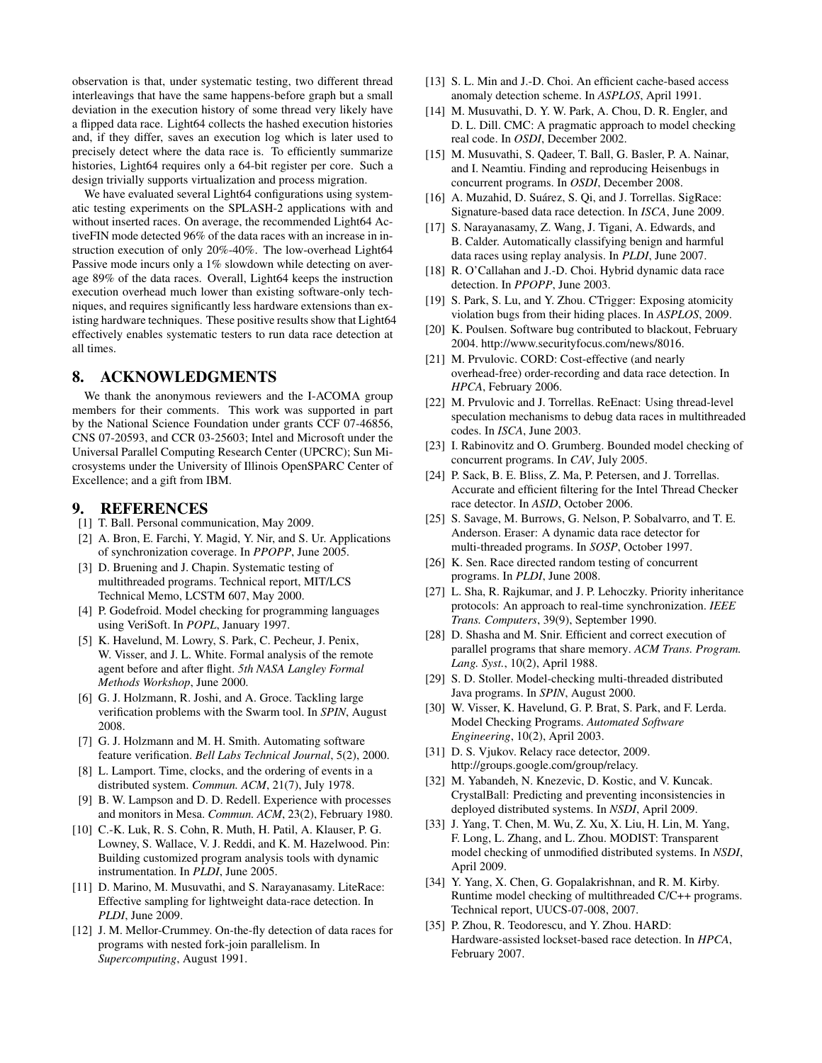observation is that, under systematic testing, two different thread interleavings that have the same happens-before graph but a small deviation in the execution history of some thread very likely have a flipped data race. Light64 collects the hashed execution histories and, if they differ, saves an execution log which is later used to precisely detect where the data race is. To efficiently summarize histories, Light64 requires only a 64-bit register per core. Such a design trivially supports virtualization and process migration.

We have evaluated several Light64 configurations using systematic testing experiments on the SPLASH-2 applications with and without inserted races. On average, the recommended Light64 ActiveFIN mode detected 96% of the data races with an increase in instruction execution of only 20%-40%. The low-overhead Light64 Passive mode incurs only a 1% slowdown while detecting on average 89% of the data races. Overall, Light64 keeps the instruction execution overhead much lower than existing software-only techniques, and requires significantly less hardware extensions than existing hardware techniques. These positive results show that Light64 effectively enables systematic testers to run data race detection at all times.

## 8. ACKNOWLEDGMENTS

We thank the anonymous reviewers and the I-ACOMA group members for their comments. This work was supported in part by the National Science Foundation under grants CCF 07-46856, CNS 07-20593, and CCR 03-25603; Intel and Microsoft under the Universal Parallel Computing Research Center (UPCRC); Sun Microsystems under the University of Illinois OpenSPARC Center of Excellence; and a gift from IBM.

## 9. REFERENCES

[1] T. Ball. Personal communication, May 2009.

[2] A. Bron, E. Farchi, Y. Magid, Y. Nir, and S. Ur. Applications of synchronization coverage. In *PPOPP*, June 2005.

[3] D. Bruening and J. Chapin. Systematic testing of multithreaded programs. Technical report, MIT/LCS Technical Memo, LCSTM 607, May 2000.

[4] P. Godefroid. Model checking for programming languages using VeriSoft. In *POPL*, January 1997.

[5] K. Havelund, M. Lowry, S. Park, C. Pecheur, J. Penix, W. Visser, and J. L. White. Formal analysis of the remote agent before and after flight. *5th NASA Langley Formal Methods Workshop*, June 2000.

[6] G. J. Holzmann, R. Joshi, and A. Groce. Tackling large verification problems with the Swarm tool. In *SPIN*, August 2008.

[7] G. J. Holzmann and M. H. Smith. Automating software feature verification. *Bell Labs Technical Journal*, 5(2), 2000.

[8] L. Lamport. Time, clocks, and the ordering of events in a distributed system. *Commun. ACM*, 21(7), July 1978.

[9] B. W. Lampson and D. D. Redell. Experience with processes and monitors in Mesa. *Commun. ACM*, 23(2), February 1980.

[10] C.-K. Luk, R. S. Cohn, R. Muth, H. Patil, A. Klauser, P. G. Lowney, S. Wallace, V. J. Reddi, and K. M. Hazelwood. Pin: Building customized program analysis tools with dynamic instrumentation. In *PLDI*, June 2005.

[11] D. Marino, M. Musuvathi, and S. Narayanasamy. LiteRace: Effective sampling for lightweight data-race detection. In *PLDI*, June 2009.

[12] J. M. Mellor-Crummey. On-the-fly detection of data races for programs with nested fork-join parallelism. In *Supercomputing*, August 1991.

[13] S. L. Min and J.-D. Choi. An efficient cache-based access anomaly detection scheme. In *ASPLOS*, April 1991.

[14] M. Musuvathi, D. Y. W. Park, A. Chou, D. R. Engler, and D. L. Dill. CMC: A pragmatic approach to model checking real code. In *OSDI*, December 2002.

[15] M. Musuvathi, S. Qadeer, T. Ball, G. Basler, P. A. Nainar, and I. Neamtiu. Finding and reproducing Heisenbugs in concurrent programs. In *OSDI*, December 2008.

[16] A. Muzahid, D. Suárez, S. Qi, and J. Torrellas. SigRace: Signature-based data race detection. In *ISCA*, June 2009.

[17] S. Narayanasamy, Z. Wang, J. Tigani, A. Edwards, and B. Calder. Automatically classifying benign and harmful data races using replay analysis. In *PLDI*, June 2007.

[18] R. O'Callahan and J.-D. Choi. Hybrid dynamic data race detection. In *PPOPP*, June 2003.

[19] S. Park, S. Lu, and Y. Zhou. CTrigger: Exposing atomicity violation bugs from their hiding places. In *ASPLOS*, 2009.

[20] K. Poulsen. Software bug contributed to blackout, February 2004. http://www.securityfocus.com/news/8016.

[21] M. Prvulovic. CORD: Cost-effective (and nearly overhead-free) order-recording and data race detection. In *HPCA*, February 2006.

[22] M. Prvulovic and J. Torrellas. ReEnact: Using thread-level speculation mechanisms to debug data races in multithreaded codes. In *ISCA*, June 2003.

[23] I. Rabinovitz and O. Grumberg. Bounded model checking of concurrent programs. In *CAV*, July 2005.

[24] P. Sack, B. E. Bliss, Z. Ma, P. Petersen, and J. Torrellas. Accurate and efficient filtering for the Intel Thread Checker race detector. In *ASID*, October 2006.

[25] S. Savage, M. Burrows, G. Nelson, P. Sobalvarro, and T. E. Anderson. Eraser: A dynamic data race detector for multi-threaded programs. In *SOSP*, October 1997.

[26] K. Sen. Race directed random testing of concurrent programs. In *PLDI*, June 2008.

[27] L. Sha, R. Rajkumar, and J. P. Lehoczky. Priority inheritance protocols: An approach to real-time synchronization. *IEEE Trans. Computers*, 39(9), September 1990.

[28] D. Shasha and M. Snir. Efficient and correct execution of parallel programs that share memory. *ACM Trans. Program. Lang. Syst.*, 10(2), April 1988.

[29] S. D. Stoller. Model-checking multi-threaded distributed Java programs. In *SPIN*, August 2000.

[30] W. Visser, K. Havelund, G. P. Brat, S. Park, and F. Lerda. Model Checking Programs. *Automated Software Engineering*, 10(2), April 2003.

[31] D. S. Vjukov. Relacy race detector, 2009. http://groups.google.com/group/relacy.

[32] M. Yabandeh, N. Knezevic, D. Kostic, and V. Kuncak. CrystalBall: Predicting and preventing inconsistencies in deployed distributed systems. In *NSDI*, April 2009.

[33] J. Yang, T. Chen, M. Wu, Z. Xu, X. Liu, H. Lin, M. Yang, F. Long, L. Zhang, and L. Zhou. MODIST: Transparent model checking of unmodified distributed systems. In *NSDI*, April 2009.

[34] Y. Yang, X. Chen, G. Gopalakrishnan, and R. M. Kirby. Runtime model checking of multithreaded C/C++ programs. Technical report, UUCS-07-008, 2007.

[35] P. Zhou, R. Teodorescu, and Y. Zhou. HARD: Hardware-assisted lockset-based race detection. In *HPCA*, February 2007.